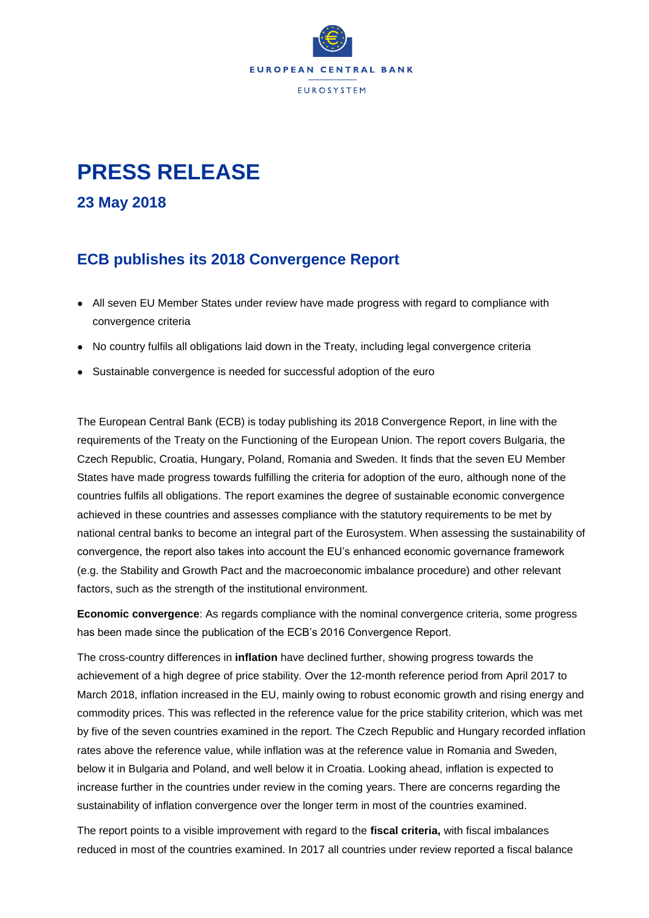EUROPEAN CENTRAL BANK

EUROSYSTEM

# PRESS RELEASE

## 23 May 2018

## ECB publishes its 2018 Convergence Report

- All seven EU Member States under review have made progress with regard to compliance with convergence criteria
- No country fulfils all obligations laid down in the Treaty, including legal convergence criteria
- Sustainable convergence is needed for successful adoption of the euro

The European Central Bank (ECB) is today publishing its 2018 Convergence Report, in line with the requirements of the Treaty on the Functioning of the European Union. The report covers Bulgaria, the Czech Republic, Croatia, Hungary, Poland, Romania and Sweden. It finds that the seven EU Member States have made progress towards fulfilling the criteria for adoption of the euro, although none of the countries fulfils all obligations. The report examines the degree of sustainable economic convergence achieved in these countries and assesses compliance with the statutory requirements to be met by national central banks to become an integral part of the Eurosystem. When assessing the sustainability of convergence, the report also takes into account the EU's enhanced economic governance framework (e.g. the Stability and Growth Pact and the macroeconomic imbalance procedure) and other relevant factors, such as the strength of the institutional environment.

**Economic convergence**: As regards compliance with the nominal convergence criteria, some progress has been made since the publication of the ECB's 2016 Convergence Report.

The cross-country differences in **inflation** have declined further, showing progress towards the achievement of a high degree of price stability. Over the 12-month reference period from April 2017 to March 2018, inflation increased in the EU, mainly owing to robust economic growth and rising energy and commodity prices. This was reflected in the reference value for the price stability criterion, which was met by five of the seven countries examined in the report. The Czech Republic and Hungary recorded inflation rates above the reference value, while inflation was at the reference value in Romania and Sweden, below it in Bulgaria and Poland, and well below it in Croatia. Looking ahead, inflation is expected to increase further in the countries under review in the coming years. There are concerns regarding the sustainability of inflation convergence over the longer term in most of the countries examined.

The report points to a visible improvement with regard to the **fiscal criteria,** with fiscal imbalances reduced in most of the countries examined. In 2017 all countries under review reported a fiscal balance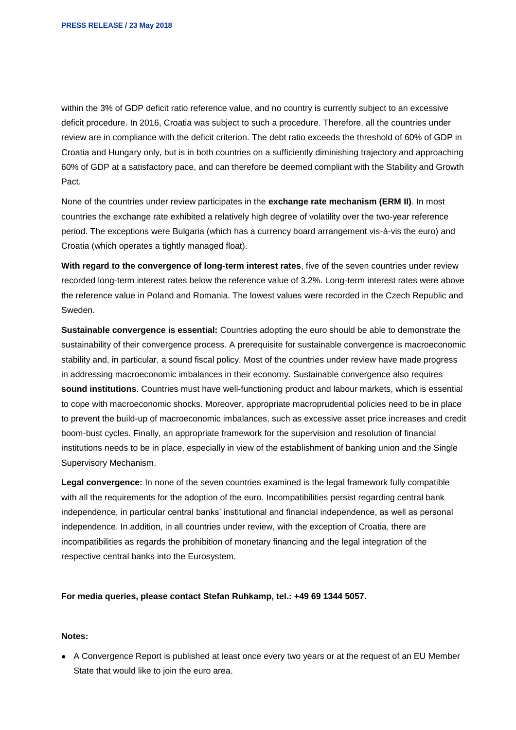within the 3% of GDP deficit ratio reference value, and no country is currently subject to an excessive deficit procedure. In 2016, Croatia was subject to such a procedure. Therefore, all the countries under review are in compliance with the deficit criterion. The debt ratio exceeds the threshold of 60% of GDP in Croatia and Hungary only, but is in both countries on a sufficiently diminishing trajectory and approaching 60% of GDP at a satisfactory pace, and can therefore be deemed compliant with the Stability and Growth Pact.

None of the countries under review participates in the **exchange rate mechanism (ERM II)**. In most countries the exchange rate exhibited a relatively high degree of volatility over the two-year reference period. The exceptions were Bulgaria (which has a currency board arrangement vis-à-vis the euro) and Croatia (which operates a tightly managed float).

**With regard to the convergence of long-term interest rates**, five of the seven countries under review recorded long-term interest rates below the reference value of 3.2%. Long-term interest rates were above the reference value in Poland and Romania. The lowest values were recorded in the Czech Republic and Sweden.

**Sustainable convergence is essential:** Countries adopting the euro should be able to demonstrate the sustainability of their convergence process. A prerequisite for sustainable convergence is macroeconomic stability and, in particular, a sound fiscal policy. Most of the countries under review have made progress in addressing macroeconomic imbalances in their economy. Sustainable convergence also requires **sound institutions**. Countries must have well-functioning product and labour markets, which is essential to cope with macroeconomic shocks. Moreover, appropriate macroprudential policies need to be in place to prevent the build-up of macroeconomic imbalances, such as excessive asset price increases and credit boom-bust cycles. Finally, an appropriate framework for the supervision and resolution of financial institutions needs to be in place, especially in view of the establishment of banking union and the Single Supervisory Mechanism.

**Legal convergence:** In none of the seven countries examined is the legal framework fully compatible with all the requirements for the adoption of the euro. Incompatibilities persist regarding central bank independence, in particular central banks' institutional and financial independence, as well as personal independence. In addition, in all countries under review, with the exception of Croatia, there are incompatibilities as regards the prohibition of monetary financing and the legal integration of the respective central banks into the Eurosystem.

**For media queries, please contact Stefan Ruhkamp, tel.: +49 69 1344 5057.**

**Notes:**

- A Convergence Report is published at least once every two years or at the request of an EU Member State that would like to join the euro area.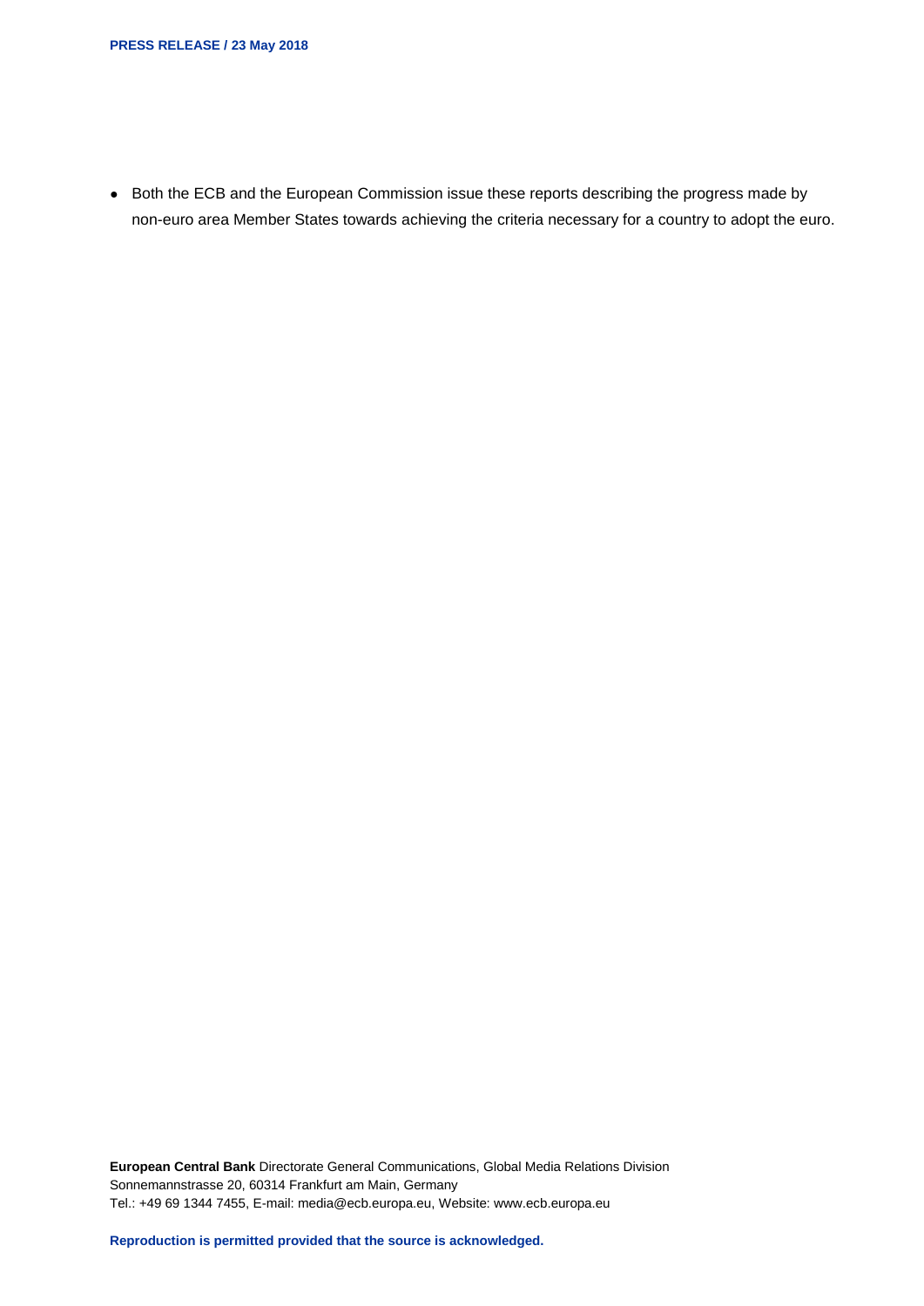- Both the ECB and the European Commission issue these reports describing the progress made by non-euro area Member States towards achieving the criteria necessary for a country to adopt the euro.